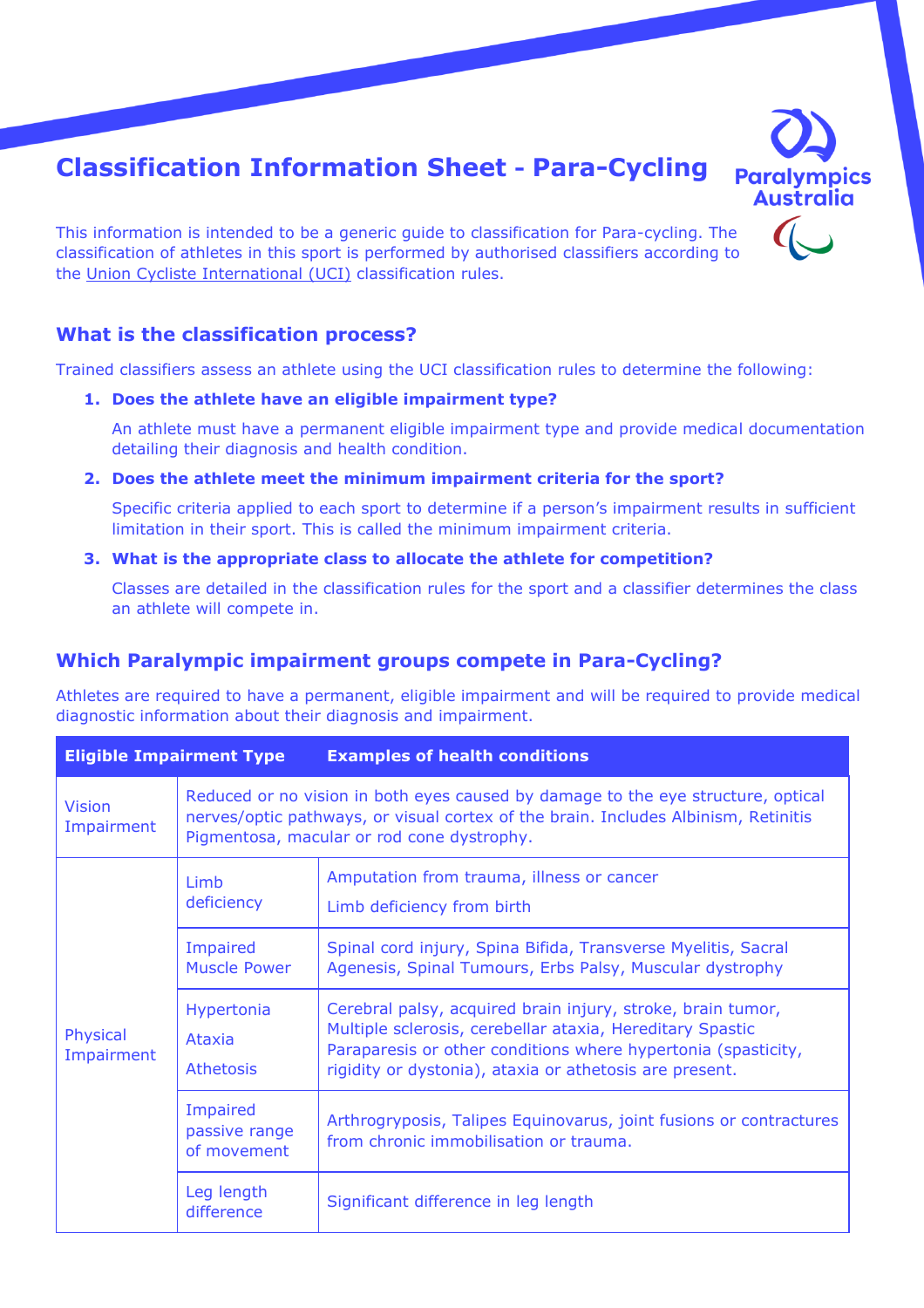# Classification Information Sheet - Para-Cycling

This information is intended to be a generic guide to classification for Para-cycling. The classification of athletes in this sport is performed by authorised classifiers according to the Union Cycliste International (UCI) classification rules.

## What is the classification process?

Trained classifiers assess an athlete using the UCI classification rules to determine the following:

1. **Does the athlete have an eligible impairment type?**

   An athlete must have a permanent eligible impairment type and provide medical documentation detailing their diagnosis and health condition.

2. **Does the athlete meet the minimum impairment criteria for the sport?**

   Specific criteria applied to each sport to determine if a person's impairment results in sufficient limitation in their sport. This is called the minimum impairment criteria.

3. **What is the appropriate class to allocate the athlete for competition?**

   Classes are detailed in the classification rules for the sport and a classifier determines the class an athlete will compete in.

## Which Paralympic impairment groups compete in Para-Cycling?

Athletes are required to have a permanent, eligible impairment and will be required to provide medical diagnostic information about their diagnosis and impairment.

| Eligible Impairment Type | | Examples of health conditions |
|---|---|---|
| Vision Impairment | | Reduced or no vision in both eyes caused by damage to the eye structure, optical nerves/optic pathways, or visual cortex of the brain. Includes Albinism, Retinitis Pigmentosa, macular or rod cone dystrophy. |
| Physical Impairment | Limb deficiency | Amputation from trauma, illness or cancer<br>Limb deficiency from birth |
| | Impaired Muscle Power | Spinal cord injury, Spina Bifida, Transverse Myelitis, Sacral Agenesis, Spinal Tumours, Erbs Palsy, Muscular dystrophy |
| | Hypertonia<br>Ataxia<br>Athetosis | Cerebral palsy, acquired brain injury, stroke, brain tumor, Multiple sclerosis, cerebellar ataxia, Hereditary Spastic Paraparesis or other conditions where hypertonia (spasticity, rigidity or dystonia), ataxia or athetosis are present. |
| | Impaired passive range of movement | Arthrogryposis, Talipes Equinovarus, joint fusions or contractures from chronic immobilisation or trauma. |
| | Leg length difference | Significant difference in leg length |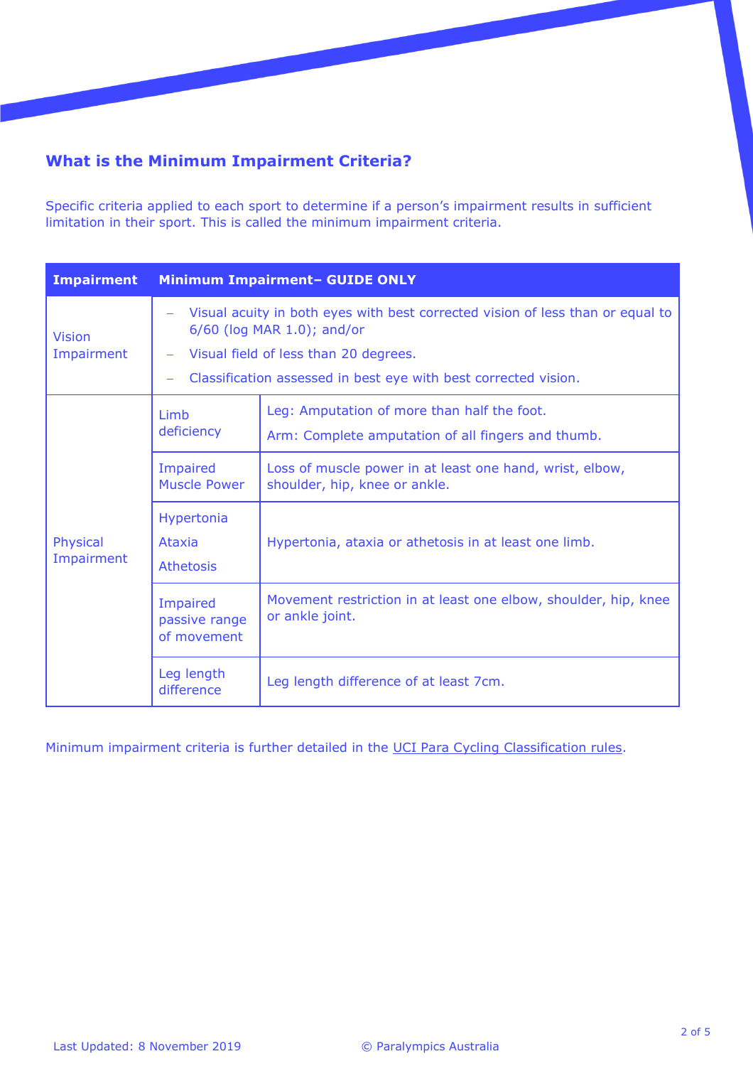## What is the Minimum Impairment Criteria?

Specific criteria applied to each sport to determine if a person's impairment results in sufficient limitation in their sport. This is called the minimum impairment criteria.

| Impairment | Minimum Impairment– GUIDE ONLY | |
|---|---|---|
| Vision Impairment | – Visual acuity in both eyes with best corrected vision of less than or equal to 6/60 (log MAR 1.0); and/or<br>– Visual field of less than 20 degrees.<br>– Classification assessed in best eye with best corrected vision. | |
| Physical Impairment | Limb deficiency | Leg: Amputation of more than half the foot.<br>Arm: Complete amputation of all fingers and thumb. |
| | Impaired Muscle Power | Loss of muscle power in at least one hand, wrist, elbow, shoulder, hip, knee or ankle. |
| | Hypertonia<br>Ataxia<br>Athetosis | Hypertonia, ataxia or athetosis in at least one limb. |
| | Impaired passive range of movement | Movement restriction in at least one elbow, shoulder, hip, knee or ankle joint. |
| | Leg length difference | Leg length difference of at least 7cm. |

Minimum impairment criteria is further detailed in the UCI Para Cycling Classification rules.

Last Updated: 8 November 2019 © Paralympics Australia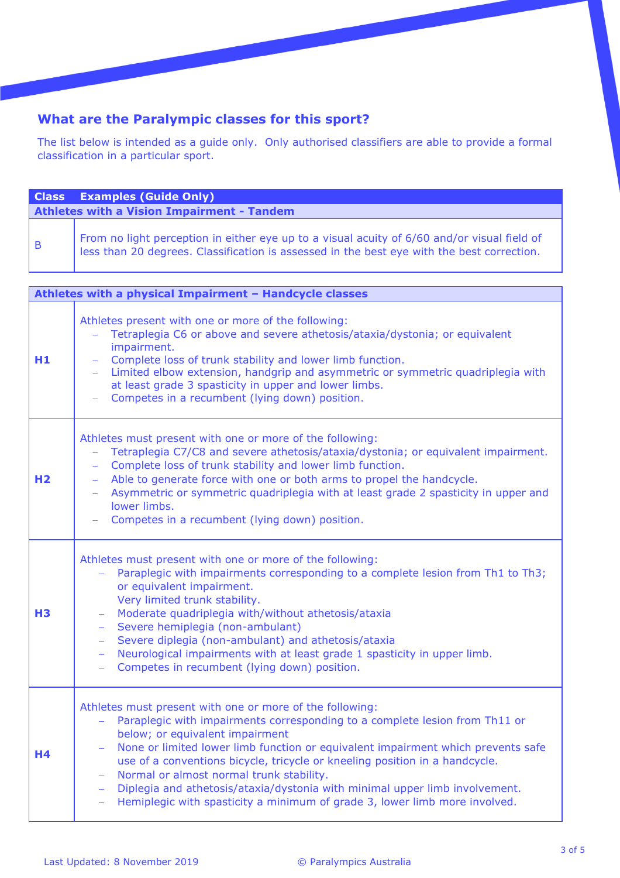## What are the Paralympic classes for this sport?

The list below is intended as a guide only. Only authorised classifiers are able to provide a formal classification in a particular sport.

| Class | Examples (Guide Only) |
|---|---|
| **Athletes with a Vision Impairment - Tandem** | |
| B | From no light perception in either eye up to a visual acuity of 6/60 and/or visual field of less than 20 degrees. Classification is assessed in the best eye with the best correction. |

| **Athletes with a physical Impairment – Handcycle classes** | |
|---|---|
| **H1** | Athletes present with one or more of the following:<br>– Tetraplegia C6 or above and severe athetosis/ataxia/dystonia; or equivalent impairment.<br>– Complete loss of trunk stability and lower limb function.<br>– Limited elbow extension, handgrip and asymmetric or symmetric quadriplegia with at least grade 3 spasticity in upper and lower limbs.<br>– Competes in a recumbent (lying down) position. |
| **H2** | Athletes must present with one or more of the following:<br>– Tetraplegia C7/C8 and severe athetosis/ataxia/dystonia; or equivalent impairment.<br>– Complete loss of trunk stability and lower limb function.<br>– Able to generate force with one or both arms to propel the handcycle.<br>– Asymmetric or symmetric quadriplegia with at least grade 2 spasticity in upper and lower limbs.<br>– Competes in a recumbent (lying down) position. |
| **H3** | Athletes must present with one or more of the following:<br>– Paraplegic with impairments corresponding to a complete lesion from Th1 to Th3; or equivalent impairment.<br>Very limited trunk stability.<br>– Moderate quadriplegia with/without athetosis/ataxia<br>– Severe hemiplegia (non-ambulant)<br>– Severe diplegia (non-ambulant) and athetosis/ataxia<br>– Neurological impairments with at least grade 1 spasticity in upper limb.<br>– Competes in recumbent (lying down) position. |
| **H4** | Athletes must present with one or more of the following:<br>– Paraplegic with impairments corresponding to a complete lesion from Th11 or below; or equivalent impairment<br>– None or limited lower limb function or equivalent impairment which prevents safe use of a conventions bicycle, tricycle or kneeling position in a handcycle.<br>– Normal or almost normal trunk stability.<br>– Diplegia and athetosis/ataxia/dystonia with minimal upper limb involvement.<br>– Hemiplegic with spasticity a minimum of grade 3, lower limb more involved. |

Last Updated: 8 November 2019 © Paralympics Australia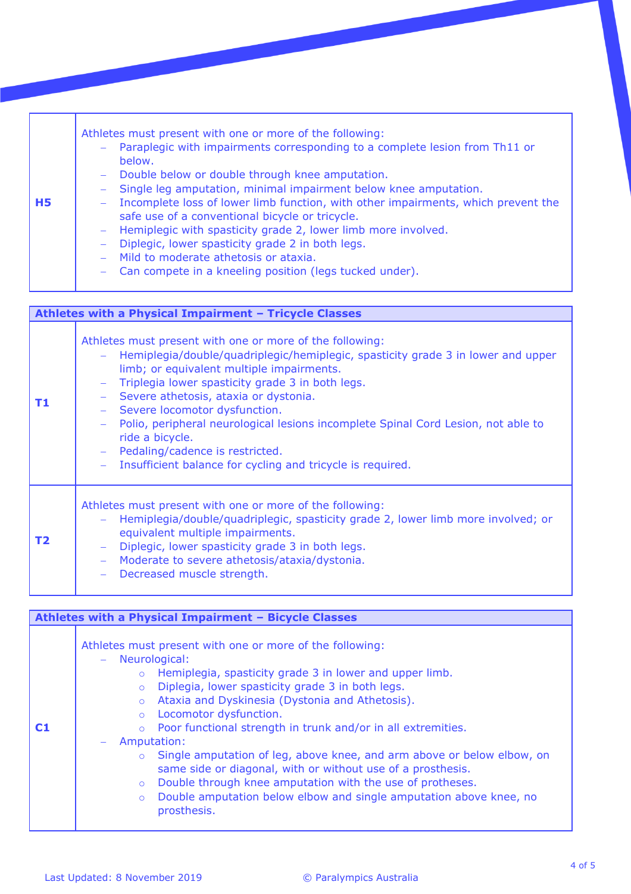| H5 | Athletes must present with one or more of the following:<br>– Paraplegic with impairments corresponding to a complete lesion from Th11 or below.<br>– Double below or double through knee amputation.<br>– Single leg amputation, minimal impairment below knee amputation.<br>– Incomplete loss of lower limb function, with other impairments, which prevent the safe use of a conventional bicycle or tricycle.<br>– Hemiplegic with spasticity grade 2, lower limb more involved.<br>– Diplegic, lower spasticity grade 2 in both legs.<br>– Mild to moderate athetosis or ataxia.<br>– Can compete in a kneeling position (legs tucked under). |
|---|---|

| **Athletes with a Physical Impairment – Tricycle Classes** | |
|---|---|
| **T1** | Athletes must present with one or more of the following:<br>– Hemiplegia/double/quadriplegic/hemiplegic, spasticity grade 3 in lower and upper limb; or equivalent multiple impairments.<br>– Triplegia lower spasticity grade 3 in both legs.<br>– Severe athetosis, ataxia or dystonia.<br>– Severe locomotor dysfunction.<br>– Polio, peripheral neurological lesions incomplete Spinal Cord Lesion, not able to ride a bicycle.<br>– Pedaling/cadence is restricted.<br>– Insufficient balance for cycling and tricycle is required. |
| **T2** | Athletes must present with one or more of the following:<br>– Hemiplegia/double/quadriplegic, spasticity grade 2, lower limb more involved; or equivalent multiple impairments.<br>– Diplegic, lower spasticity grade 3 in both legs.<br>– Moderate to severe athetosis/ataxia/dystonia.<br>– Decreased muscle strength. |

| **Athletes with a Physical Impairment – Bicycle Classes** | |
|---|---|
| **C1** | Athletes must present with one or more of the following:<br>– Neurological:<br>&nbsp;&nbsp;○ Hemiplegia, spasticity grade 3 in lower and upper limb.<br>&nbsp;&nbsp;○ Diplegia, lower spasticity grade 3 in both legs.<br>&nbsp;&nbsp;○ Ataxia and Dyskinesia (Dystonia and Athetosis).<br>&nbsp;&nbsp;○ Locomotor dysfunction.<br>&nbsp;&nbsp;○ Poor functional strength in trunk and/or in all extremities.<br>– Amputation:<br>&nbsp;&nbsp;○ Single amputation of leg, above knee, and arm above or below elbow, on same side or diagonal, with or without use of a prosthesis.<br>&nbsp;&nbsp;○ Double through knee amputation with the use of protheses.<br>&nbsp;&nbsp;○ Double amputation below elbow and single amputation above knee, no prosthesis. |

Last Updated: 8 November 2019 © Paralympics Australia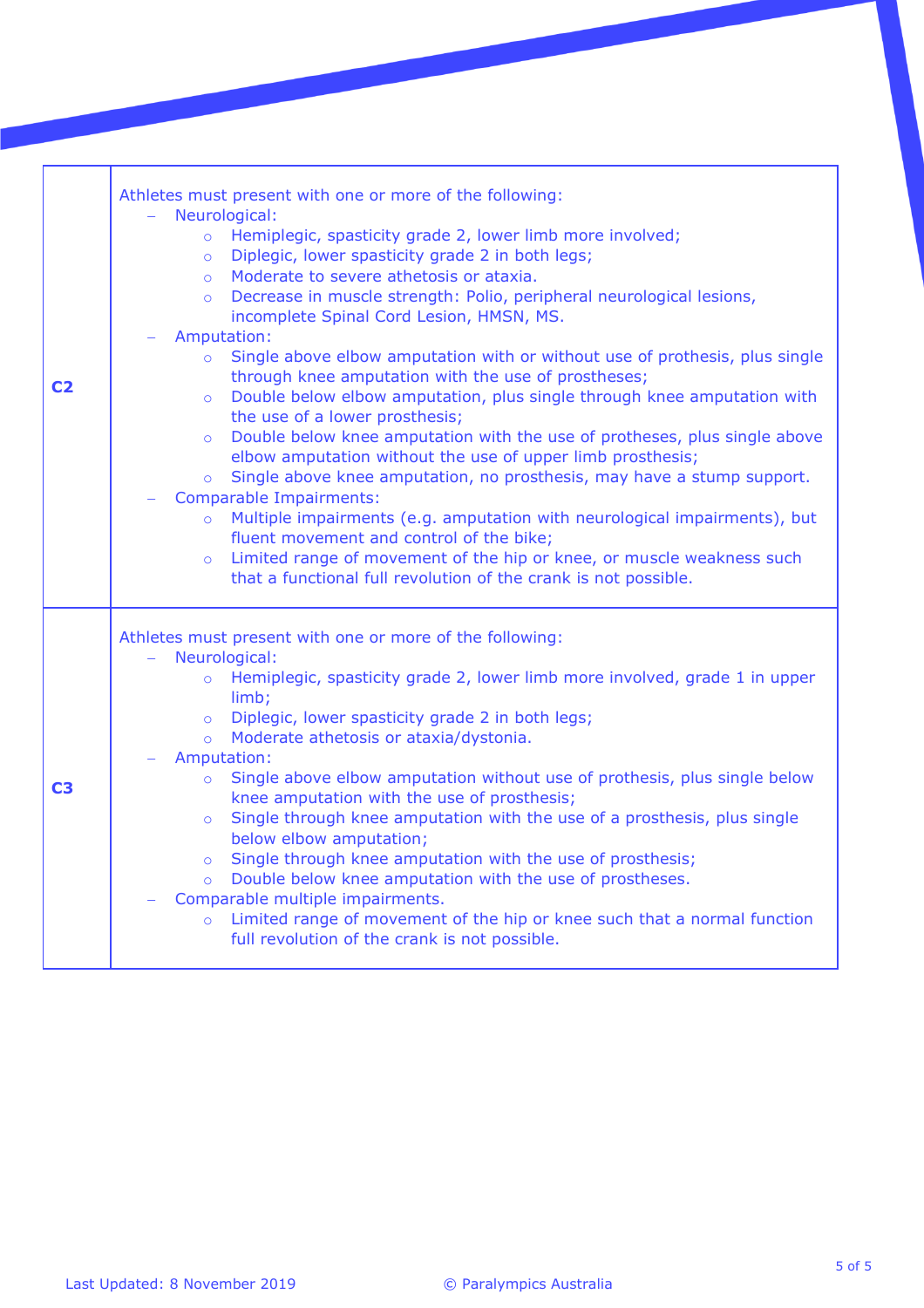| | |
|---|---|
| **C2** | Athletes must present with one or more of the following:<br>– Neurological:<br>&nbsp;&nbsp;○ Hemiplegic, spasticity grade 2, lower limb more involved;<br>&nbsp;&nbsp;○ Diplegic, lower spasticity grade 2 in both legs;<br>&nbsp;&nbsp;○ Moderate to severe athetosis or ataxia.<br>&nbsp;&nbsp;○ Decrease in muscle strength: Polio, peripheral neurological lesions, incomplete Spinal Cord Lesion, HMSN, MS.<br>– Amputation:<br>&nbsp;&nbsp;○ Single above elbow amputation with or without use of prothesis, plus single through knee amputation with the use of prostheses;<br>&nbsp;&nbsp;○ Double below elbow amputation, plus single through knee amputation with the use of a lower prosthesis;<br>&nbsp;&nbsp;○ Double below knee amputation with the use of protheses, plus single above elbow amputation without the use of upper limb prosthesis;<br>&nbsp;&nbsp;○ Single above knee amputation, no prosthesis, may have a stump support.<br>– Comparable Impairments:<br>&nbsp;&nbsp;○ Multiple impairments (e.g. amputation with neurological impairments), but fluent movement and control of the bike;<br>&nbsp;&nbsp;○ Limited range of movement of the hip or knee, or muscle weakness such that a functional full revolution of the crank is not possible. |
| **C3** | Athletes must present with one or more of the following:<br>– Neurological:<br>&nbsp;&nbsp;○ Hemiplegic, spasticity grade 2, lower limb more involved, grade 1 in upper limb;<br>&nbsp;&nbsp;○ Diplegic, lower spasticity grade 2 in both legs;<br>&nbsp;&nbsp;○ Moderate athetosis or ataxia/dystonia.<br>– Amputation:<br>&nbsp;&nbsp;○ Single above elbow amputation without use of prothesis, plus single below knee amputation with the use of prosthesis;<br>&nbsp;&nbsp;○ Single through knee amputation with the use of a prosthesis, plus single below elbow amputation;<br>&nbsp;&nbsp;○ Single through knee amputation with the use of prosthesis;<br>&nbsp;&nbsp;○ Double below knee amputation with the use of prostheses.<br>– Comparable multiple impairments.<br>&nbsp;&nbsp;○ Limited range of movement of the hip or knee such that a normal function full revolution of the crank is not possible. |

Last Updated: 8 November 2019 © Paralympics Australia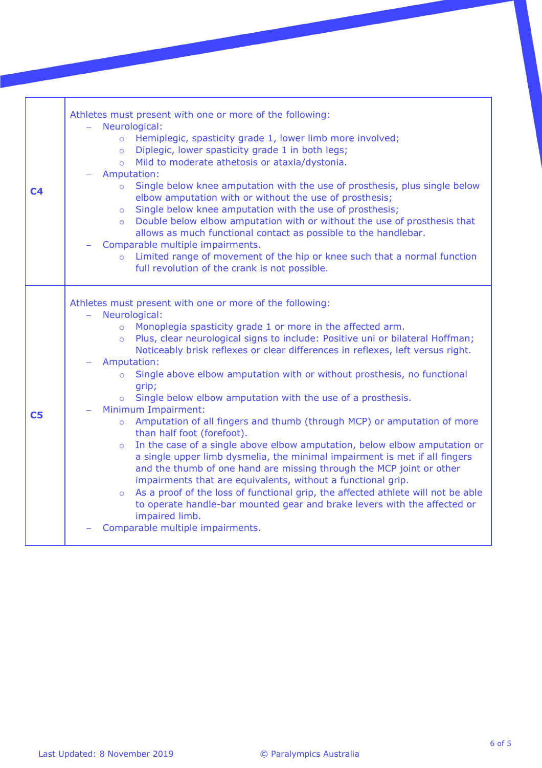| | |
|---|---|
| **C4** | Athletes must present with one or more of the following:<br>– Neurological:<br>&nbsp;&nbsp;&nbsp;&nbsp;○ Hemiplegic, spasticity grade 1, lower limb more involved;<br>&nbsp;&nbsp;&nbsp;&nbsp;○ Diplegic, lower spasticity grade 1 in both legs;<br>&nbsp;&nbsp;&nbsp;&nbsp;○ Mild to moderate athetosis or ataxia/dystonia.<br>– Amputation:<br>&nbsp;&nbsp;&nbsp;&nbsp;○ Single below knee amputation with the use of prosthesis, plus single below elbow amputation with or without the use of prosthesis;<br>&nbsp;&nbsp;&nbsp;&nbsp;○ Single below knee amputation with the use of prosthesis;<br>&nbsp;&nbsp;&nbsp;&nbsp;○ Double below elbow amputation with or without the use of prosthesis that allows as much functional contact as possible to the handlebar.<br>– Comparable multiple impairments.<br>&nbsp;&nbsp;&nbsp;&nbsp;○ Limited range of movement of the hip or knee such that a normal function full revolution of the crank is not possible. |
| **C5** | Athletes must present with one or more of the following:<br>– Neurological:<br>&nbsp;&nbsp;&nbsp;&nbsp;○ Monoplegia spasticity grade 1 or more in the affected arm.<br>&nbsp;&nbsp;&nbsp;&nbsp;○ Plus, clear neurological signs to include: Positive uni or bilateral Hoffman; Noticeably brisk reflexes or clear differences in reflexes, left versus right.<br>– Amputation:<br>&nbsp;&nbsp;&nbsp;&nbsp;○ Single above elbow amputation with or without prosthesis, no functional grip;<br>&nbsp;&nbsp;&nbsp;&nbsp;○ Single below elbow amputation with the use of a prosthesis.<br>– Minimum Impairment:<br>&nbsp;&nbsp;&nbsp;&nbsp;○ Amputation of all fingers and thumb (through MCP) or amputation of more than half foot (forefoot).<br>&nbsp;&nbsp;&nbsp;&nbsp;○ In the case of a single above elbow amputation, below elbow amputation or a single upper limb dysmelia, the minimal impairment is met if all fingers and the thumb of one hand are missing through the MCP joint or other impairments that are equivalents, without a functional grip.<br>&nbsp;&nbsp;&nbsp;&nbsp;○ As a proof of the loss of functional grip, the affected athlete will not be able to operate handle-bar mounted gear and brake levers with the affected or impaired limb.<br>– Comparable multiple impairments. |

Last Updated: 8 November 2019 © Paralympics Australia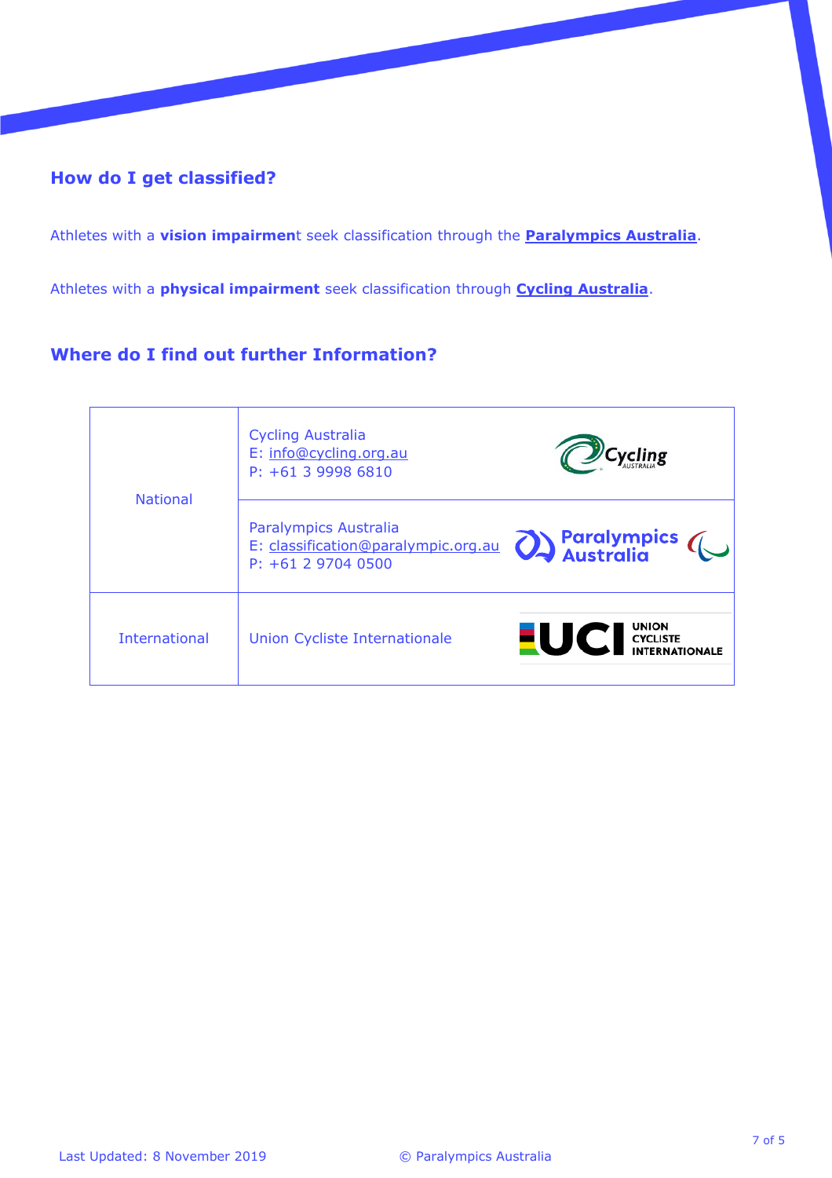## How do I get classified?

Athletes with a **vision impairment** seek classification through the **Paralympics Australia**.

Athletes with a **physical impairment** seek classification through **Cycling Australia**.

## Where do I find out further Information?

| | |
|---|---|
| National | Cycling Australia<br>E: info@cycling.org.au<br>P: +61 3 9998 6810 |
| | Paralympics Australia<br>E: classification@paralympic.org.au<br>P: +61 2 9704 0500 |
| International | Union Cycliste Internationale |

Last Updated: 8 November 2019 © Paralympics Australia